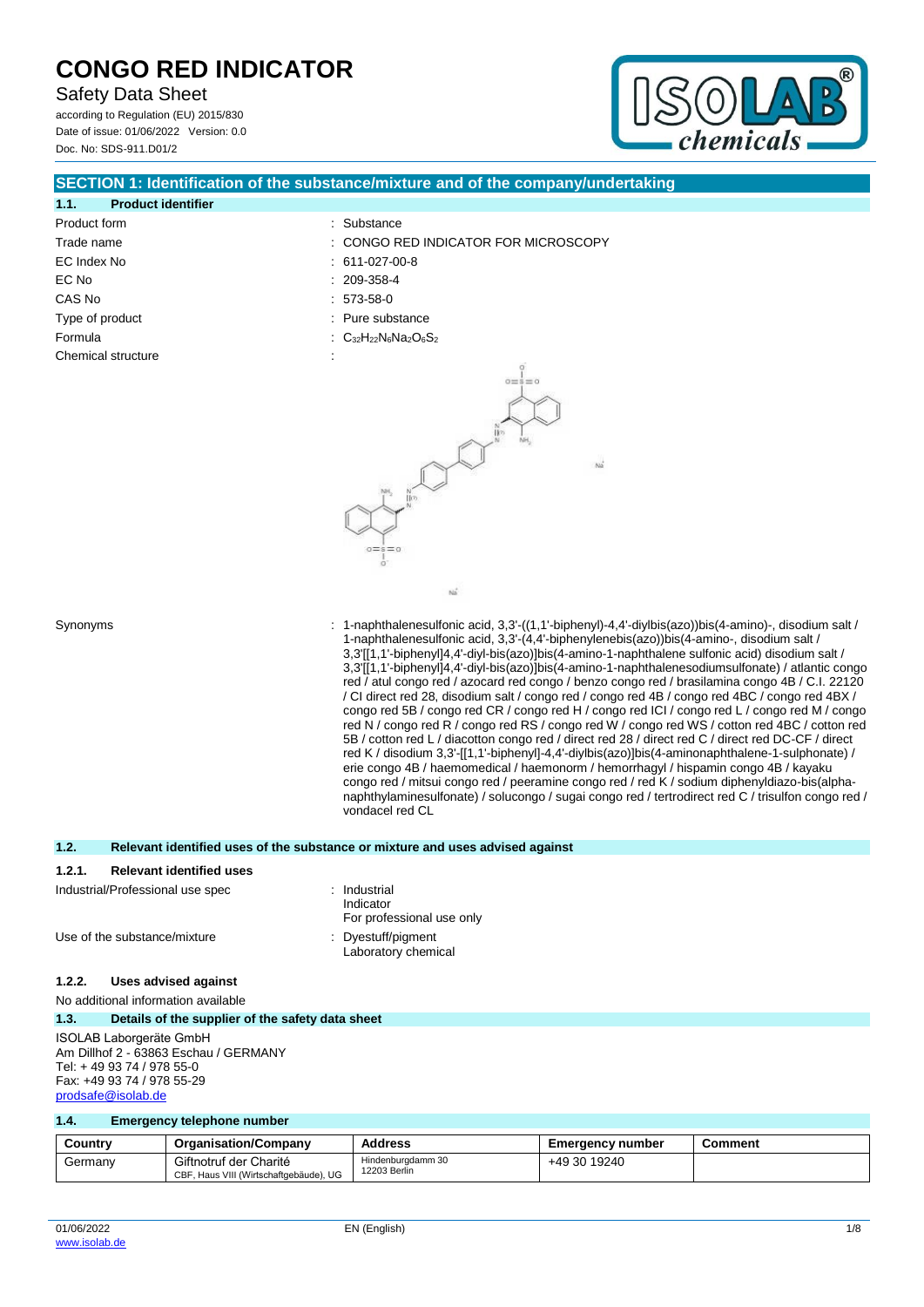# CONGO RED INDICATOR

Safety Data Sheet

according to Regulation (EU) 2015/830
Date of issue: 01/06/2022 Version: 0.0
Doc. No: SDS-911.D01/2

## SECTION 1: Identification of the substance/mixture and of the company/undertaking

### 1.1. Product identifier

| | |
|---|---|
| Product form | : Substance |
| Trade name | : CONGO RED INDICATOR FOR MICROSCOPY |
| EC Index No | : 611-027-00-8 |
| EC No | : 209-358-4 |
| CAS No | : 573-58-0 |
| Type of product | : Pure substance |
| Formula | : $C_{32}H_{22}N_6Na_2O_6S_2$ |
| Chemical structure | : |

Synonyms : 1-naphthalenesulfonic acid, 3,3'-((1,1'-biphenyl)-4,4'-diylbis(azo))bis(4-amino)-, disodium salt / 1-naphthalenesulfonic acid, 3,3'-(4,4'-biphenylenebis(azo))bis(4-amino-, disodium salt / 3,3'[[1,1'-biphenyl]4,4'-diyl-bis(azo)]bis(4-amino-1-naphthalene sulfonic acid) disodium salt / 3,3'[[1,1'-biphenyl]4,4'-diyl-bis(azo)]bis(4-amino-1-naphthalenesodiumsulfonate) / atlantic congo red / atul congo red / azocard red congo / benzo congo red / brasilamina congo 4B / C.I. 22120 / CI direct red 28, disodium salt / congo red / congo red 4B / congo red 4BC / congo red 4BX / congo red 5B / congo red CR / congo red H / congo red ICI / congo red L / congo red M / congo red N / congo red R / congo red RS / congo red W / congo red WS / cotton red 4BC / cotton red 5B / cotton red L / diacotton congo red / direct red 28 / direct red C / direct red DC-CF / direct red K / disodium 3,3'-[[1,1'-biphenyl]-4,4'-diylbis(azo)]bis(4-aminonaphthalene-1-sulphonate) / erie congo 4B / haemomedical / haemonorm / hemorrhagyl / hispamin congo 4B / kayaku congo red / mitsui congo red / peeramine congo red / red K / sodium diphenyldiazo-bis(alpha-naphthylaminesulfonate) / solucongo / sugai congo red / tertrodirect red C / trisulfon congo red / vondacel red CL

### 1.2. Relevant identified uses of the substance or mixture and uses advised against

#### 1.2.1. Relevant identified uses

Industrial/Professional use spec : Industrial
Indicator
For professional use only

Use of the substance/mixture : Dyestuff/pigment
Laboratory chemical

#### 1.2.2. Uses advised against

No additional information available

### 1.3. Details of the supplier of the safety data sheet

ISOLAB Laborgeräte GmbH
Am Dillhof 2 - 63863 Eschau / GERMANY
Tel: + 49 93 74 / 978 55-0
Fax: +49 93 74 / 978 55-29
prodsafe@isolab.de

### 1.4. Emergency telephone number

| Country | Organisation/Company | Address | Emergency number | Comment |
|---|---|---|---|---|
| Germany | Giftnotruf der Charité<br>CBF, Haus VIII (Wirtschaftgebäude), UG | Hindenburgdamm 30<br>12203 Berlin | +49 30 19240 | |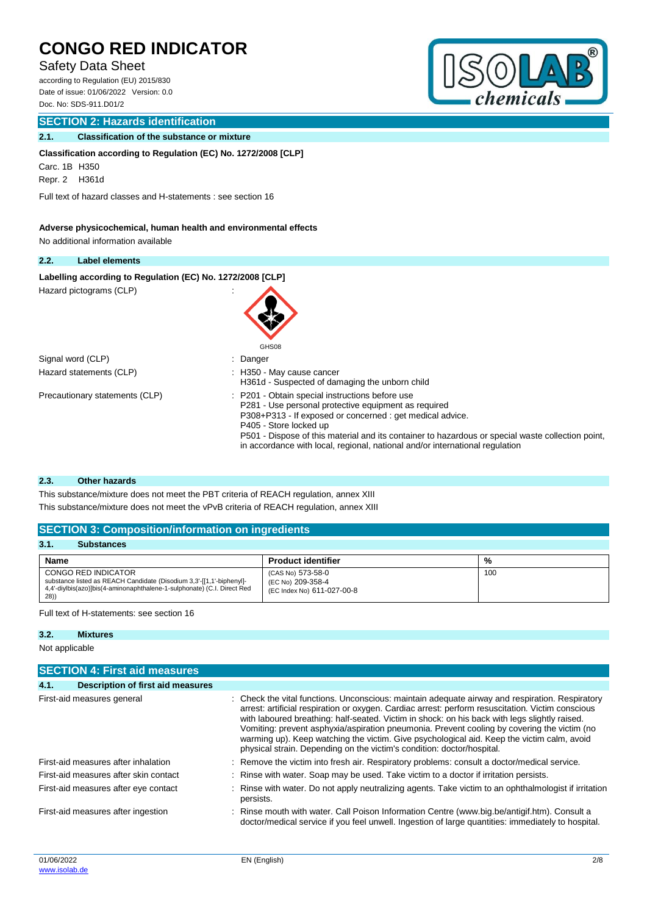## SECTION 2: Hazards identification

### 2.1. Classification of the substance or mixture

**Classification according to Regulation (EC) No. 1272/2008 [CLP]**

Carc. 1B H350

Repr. 2 H361d

Full text of hazard classes and H-statements : see section 16

**Adverse physicochemical, human health and environmental effects**

No additional information available

### 2.2. Label elements

**Labelling according to Regulation (EC) No. 1272/2008 [CLP]**

Hazard pictograms (CLP) :

GHS08

Signal word (CLP) : Danger

Hazard statements (CLP) : H350 - May cause cancer
H361d - Suspected of damaging the unborn child

Precautionary statements (CLP) : P201 - Obtain special instructions before use
P281 - Use personal protective equipment as required
P308+P313 - If exposed or concerned : get medical advice.
P405 - Store locked up
P501 - Dispose of this material and its container to hazardous or special waste collection point, in accordance with local, regional, national and/or international regulation

### 2.3. Other hazards

This substance/mixture does not meet the PBT criteria of REACH regulation, annex XIII

This substance/mixture does not meet the vPvB criteria of REACH regulation, annex XIII

## SECTION 3: Composition/information on ingredients

### 3.1. Substances

| Name | Product identifier | % |
|---|---|---|
| CONGO RED INDICATOR<br>substance listed as REACH Candidate (Disodium 3,3'-[[1,1'-biphenyl]-4,4'-diylbis(azo)]bis(4-aminonaphthalene-1-sulphonate) (C.I. Direct Red 28)) | (CAS No) 573-58-0<br>(EC No) 209-358-4<br>(EC Index No) 611-027-00-8 | 100 |

Full text of H-statements: see section 16

### 3.2. Mixtures

Not applicable

## SECTION 4: First aid measures

### 4.1. Description of first aid measures

First-aid measures general : Check the vital functions. Unconscious: maintain adequate airway and respiration. Respiratory arrest: artificial respiration or oxygen. Cardiac arrest: perform resuscitation. Victim conscious with laboured breathing: half-seated. Victim in shock: on his back with legs slightly raised. Vomiting: prevent asphyxia/aspiration pneumonia. Prevent cooling by covering the victim (no warming up). Keep watching the victim. Give psychological aid. Keep the victim calm, avoid physical strain. Depending on the victim's condition: doctor/hospital.

First-aid measures after inhalation : Remove the victim into fresh air. Respiratory problems: consult a doctor/medical service.

First-aid measures after skin contact : Rinse with water. Soap may be used. Take victim to a doctor if irritation persists.

First-aid measures after eye contact : Rinse with water. Do not apply neutralizing agents. Take victim to an ophthalmologist if irritation persists.

First-aid measures after ingestion : Rinse mouth with water. Call Poison Information Centre (www.big.be/antigif.htm). Consult a doctor/medical service if you feel unwell. Ingestion of large quantities: immediately to hospital.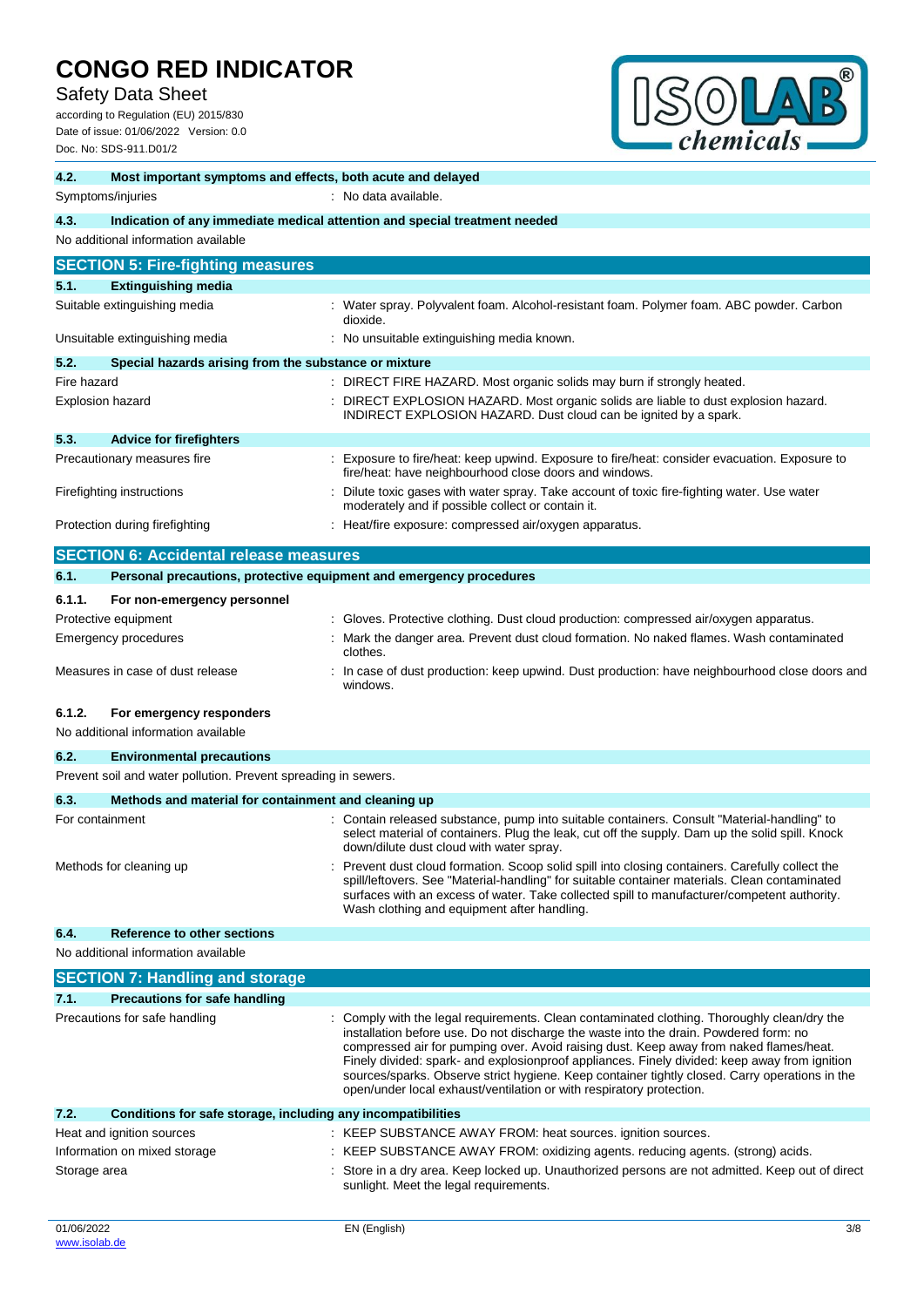### 4.2. Most important symptoms and effects, both acute and delayed

| | |
|---|---|
| Symptoms/injuries | : No data available. |

### 4.3. Indication of any immediate medical attention and special treatment needed

No additional information available

## SECTION 5: Fire-fighting measures

### 5.1. Extinguishing media

| | |
|---|---|
| Suitable extinguishing media | : Water spray. Polyvalent foam. Alcohol-resistant foam. Polymer foam. ABC powder. Carbon dioxide. |
| Unsuitable extinguishing media | : No unsuitable extinguishing media known. |

### 5.2. Special hazards arising from the substance or mixture

| | |
|---|---|
| Fire hazard | : DIRECT FIRE HAZARD. Most organic solids may burn if strongly heated. |
| Explosion hazard | : DIRECT EXPLOSION HAZARD. Most organic solids are liable to dust explosion hazard. INDIRECT EXPLOSION HAZARD. Dust cloud can be ignited by a spark. |

### 5.3. Advice for firefighters

| | |
|---|---|
| Precautionary measures fire | : Exposure to fire/heat: keep upwind. Exposure to fire/heat: consider evacuation. Exposure to fire/heat: have neighbourhood close doors and windows. |
| Firefighting instructions | : Dilute toxic gases with water spray. Take account of toxic fire-fighting water. Use water moderately and if possible collect or contain it. |
| Protection during firefighting | : Heat/fire exposure: compressed air/oxygen apparatus. |

## SECTION 6: Accidental release measures

### 6.1. Personal precautions, protective equipment and emergency procedures

#### 6.1.1. For non-emergency personnel

| | |
|---|---|
| Protective equipment | : Gloves. Protective clothing. Dust cloud production: compressed air/oxygen apparatus. |
| Emergency procedures | : Mark the danger area. Prevent dust cloud formation. No naked flames. Wash contaminated clothes. |
| Measures in case of dust release | : In case of dust production: keep upwind. Dust production: have neighbourhood close doors and windows. |

#### 6.1.2. For emergency responders

No additional information available

### 6.2. Environmental precautions

Prevent soil and water pollution. Prevent spreading in sewers.

### 6.3. Methods and material for containment and cleaning up

| | |
|---|---|
| For containment | : Contain released substance, pump into suitable containers. Consult "Material-handling" to select material of containers. Plug the leak, cut off the supply. Dam up the solid spill. Knock down/dilute dust cloud with water spray. |
| Methods for cleaning up | : Prevent dust cloud formation. Scoop solid spill into closing containers. Carefully collect the spill/leftovers. See "Material-handling" for suitable container materials. Clean contaminated surfaces with an excess of water. Take collected spill to manufacturer/competent authority. Wash clothing and equipment after handling. |

### 6.4. Reference to other sections

No additional information available

## SECTION 7: Handling and storage

### 7.1. Precautions for safe handling

| | |
|---|---|
| Precautions for safe handling | : Comply with the legal requirements. Clean contaminated clothing. Thoroughly clean/dry the installation before use. Do not discharge the waste into the drain. Powdered form: no compressed air for pumping over. Avoid raising dust. Keep away from naked flames/heat. Finely divided: spark- and explosionproof appliances. Finely divided: keep away from ignition sources/sparks. Observe strict hygiene. Keep container tightly closed. Carry operations in the open/under local exhaust/ventilation or with respiratory protection. |

### 7.2. Conditions for safe storage, including any incompatibilities

| | |
|---|---|
| Heat and ignition sources | : KEEP SUBSTANCE AWAY FROM: heat sources. ignition sources. |
| Information on mixed storage | : KEEP SUBSTANCE AWAY FROM: oxidizing agents. reducing agents. (strong) acids. |
| Storage area | : Store in a dry area. Keep locked up. Unauthorized persons are not admitted. Keep out of direct sunlight. Meet the legal requirements. |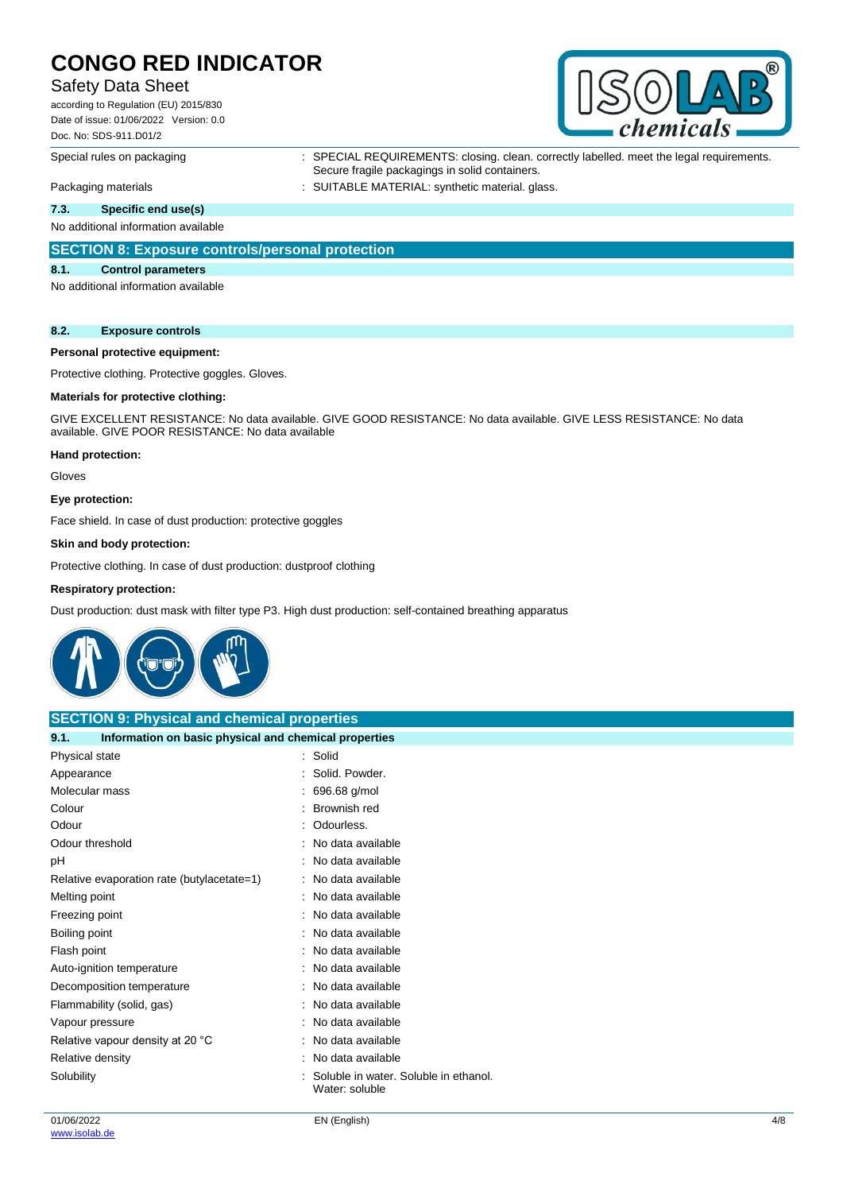| | |
|---|---|
| Special rules on packaging | : SPECIAL REQUIREMENTS: closing. clean. correctly labelled. meet the legal requirements. Secure fragile packagings in solid containers. |
| Packaging materials | : SUITABLE MATERIAL: synthetic material. glass. |

### 7.3. Specific end use(s)

No additional information available

## SECTION 8: Exposure controls/personal protection

### 8.1. Control parameters

No additional information available

### 8.2. Exposure controls

**Personal protective equipment:**

Protective clothing. Protective goggles. Gloves.

**Materials for protective clothing:**

GIVE EXCELLENT RESISTANCE: No data available. GIVE GOOD RESISTANCE: No data available. GIVE LESS RESISTANCE: No data available. GIVE POOR RESISTANCE: No data available

**Hand protection:**

Gloves

**Eye protection:**

Face shield. In case of dust production: protective goggles

**Skin and body protection:**

Protective clothing. In case of dust production: dustproof clothing

**Respiratory protection:**

Dust production: dust mask with filter type P3. High dust production: self-contained breathing apparatus

## SECTION 9: Physical and chemical properties

### 9.1. Information on basic physical and chemical properties

| | |
|---|---|
| Physical state | : Solid |
| Appearance | : Solid. Powder. |
| Molecular mass | : 696.68 g/mol |
| Colour | : Brownish red |
| Odour | : Odourless. |
| Odour threshold | : No data available |
| pH | : No data available |
| Relative evaporation rate (butylacetate=1) | : No data available |
| Melting point | : No data available |
| Freezing point | : No data available |
| Boiling point | : No data available |
| Flash point | : No data available |
| Auto-ignition temperature | : No data available |
| Decomposition temperature | : No data available |
| Flammability (solid, gas) | : No data available |
| Vapour pressure | : No data available |
| Relative vapour density at 20 °C | : No data available |
| Relative density | : No data available |
| Solubility | : Soluble in water. Soluble in ethanol. Water: soluble |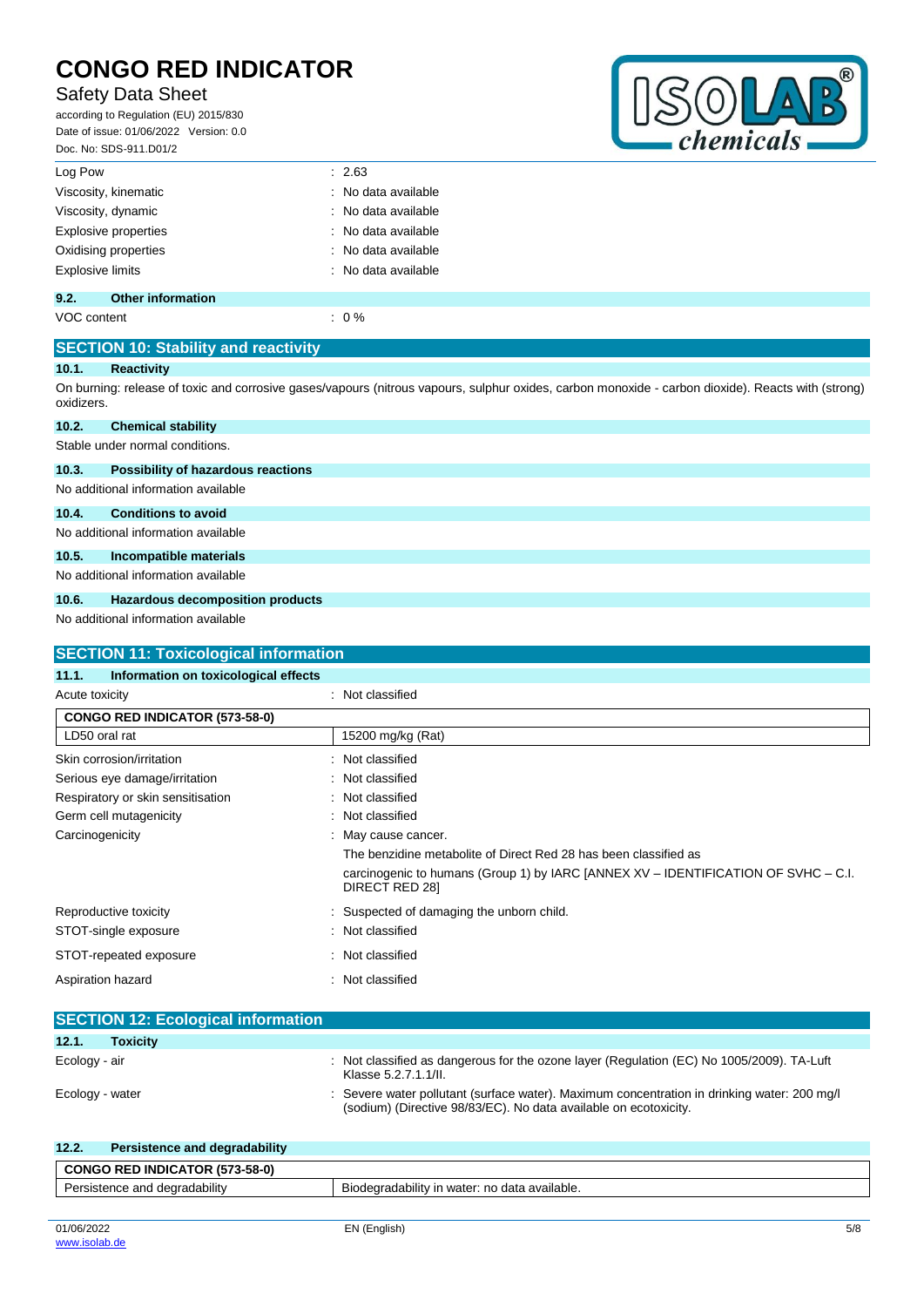| | |
|---|---|
| Log Pow | : 2.63 |
| Viscosity, kinematic | : No data available |
| Viscosity, dynamic | : No data available |
| Explosive properties | : No data available |
| Oxidising properties | : No data available |
| Explosive limits | : No data available |

### 9.2. Other information

| | |
|---|---|
| VOC content | : 0 % |

## SECTION 10: Stability and reactivity

### 10.1. Reactivity

On burning: release of toxic and corrosive gases/vapours (nitrous vapours, sulphur oxides, carbon monoxide - carbon dioxide). Reacts with (strong) oxidizers.

### 10.2. Chemical stability

Stable under normal conditions.

### 10.3. Possibility of hazardous reactions

No additional information available

### 10.4. Conditions to avoid

No additional information available

### 10.5. Incompatible materials

No additional information available

### 10.6. Hazardous decomposition products

No additional information available

## SECTION 11: Toxicological information

### 11.1. Information on toxicological effects

| | |
|---|---|
| Acute toxicity | : Not classified |

| CONGO RED INDICATOR (573-58-0) | |
|---|---|
| LD50 oral rat | 15200 mg/kg (Rat) |

| | |
|---|---|
| Skin corrosion/irritation | : Not classified |
| Serious eye damage/irritation | : Not classified |
| Respiratory or skin sensitisation | : Not classified |
| Germ cell mutagenicity | : Not classified |
| Carcinogenicity | : May cause cancer. The benzidine metabolite of Direct Red 28 has been classified as carcinogenic to humans (Group 1) by IARC [ANNEX XV – IDENTIFICATION OF SVHC – C.I. DIRECT RED 28] |
| Reproductive toxicity | : Suspected of damaging the unborn child. |
| STOT-single exposure | : Not classified |
| STOT-repeated exposure | : Not classified |
| Aspiration hazard | : Not classified |

## SECTION 12: Ecological information

### 12.1. Toxicity

| | |
|---|---|
| Ecology - air | : Not classified as dangerous for the ozone layer (Regulation (EC) No 1005/2009). TA-Luft Klasse 5.2.7.1.1/II. |
| Ecology - water | : Severe water pollutant (surface water). Maximum concentration in drinking water: 200 mg/l (sodium) (Directive 98/83/EC). No data available on ecotoxicity. |

### 12.2. Persistence and degradability

| CONGO RED INDICATOR (573-58-0) | |
|---|---|
| Persistence and degradability | Biodegradability in water: no data available. |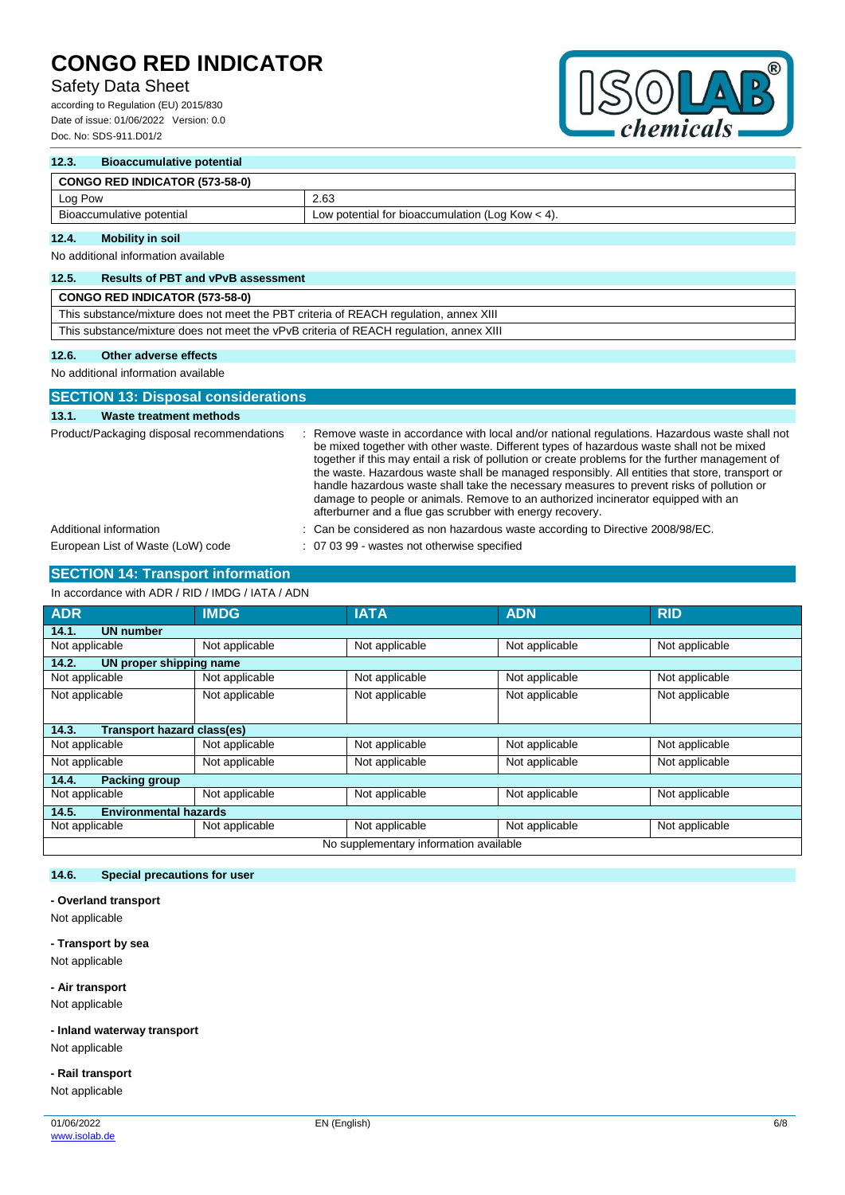### 12.3. Bioaccumulative potential

| CONGO RED INDICATOR (573-58-0) | |
|---|---|
| Log Pow | 2.63 |
| Bioaccumulative potential | Low potential for bioaccumulation (Log Kow < 4). |

### 12.4. Mobility in soil

No additional information available

### 12.5. Results of PBT and vPvB assessment

| CONGO RED INDICATOR (573-58-0) |
|---|
| This substance/mixture does not meet the PBT criteria of REACH regulation, annex XIII |
| This substance/mixture does not meet the vPvB criteria of REACH regulation, annex XIII |

### 12.6. Other adverse effects

No additional information available

## SECTION 13: Disposal considerations

### 13.1. Waste treatment methods

Product/Packaging disposal recommendations : Remove waste in accordance with local and/or national regulations. Hazardous waste shall not be mixed together with other waste. Different types of hazardous waste shall not be mixed together if this may entail a risk of pollution or create problems for the further management of the waste. Hazardous waste shall be managed responsibly. All entities that store, transport or handle hazardous waste shall take the necessary measures to prevent risks of pollution or damage to people or animals. Remove to an authorized incinerator equipped with an afterburner and a flue gas scrubber with energy recovery.

Additional information : Can be considered as non hazardous waste according to Directive 2008/98/EC.

European List of Waste (LoW) code : 07 03 99 - wastes not otherwise specified

## SECTION 14: Transport information

In accordance with ADR / RID / IMDG / IATA / ADN

| ADR | IMDG | IATA | ADN | RID |
|---|---|---|---|---|
| **14.1. UN number** | | | | |
| Not applicable | Not applicable | Not applicable | Not applicable | Not applicable |
| **14.2. UN proper shipping name** | | | | |
| Not applicable | Not applicable | Not applicable | Not applicable | Not applicable |
| Not applicable | Not applicable | Not applicable | Not applicable | Not applicable |
| **14.3. Transport hazard class(es)** | | | | |
| Not applicable | Not applicable | Not applicable | Not applicable | Not applicable |
| Not applicable | Not applicable | Not applicable | Not applicable | Not applicable |
| **14.4. Packing group** | | | | |
| Not applicable | Not applicable | Not applicable | Not applicable | Not applicable |
| **14.5. Environmental hazards** | | | | |
| Not applicable | Not applicable | Not applicable | Not applicable | Not applicable |
| No supplementary information available | | | | |

### 14.6. Special precautions for user

**- Overland transport**

Not applicable

**- Transport by sea**

Not applicable

**- Air transport**

Not applicable

**- Inland waterway transport**

Not applicable

**- Rail transport**

Not applicable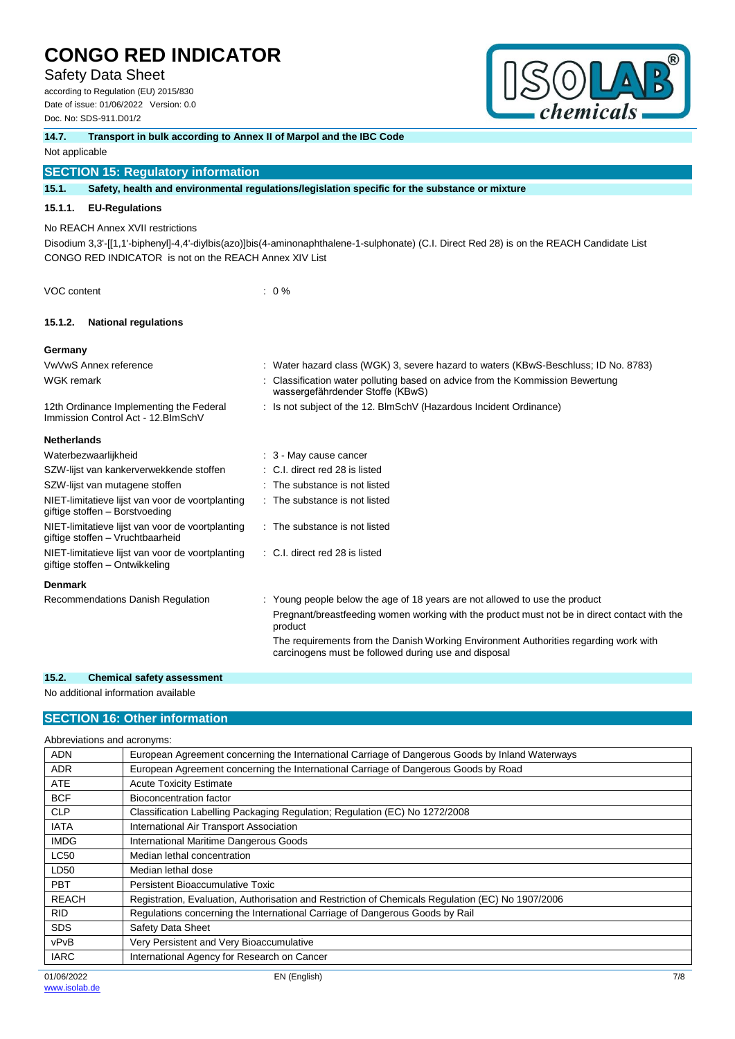### 14.7. Transport in bulk according to Annex II of Marpol and the IBC Code

Not applicable

## SECTION 15: Regulatory information

### 15.1. Safety, health and environmental regulations/legislation specific for the substance or mixture

#### 15.1.1. EU-Regulations

No REACH Annex XVII restrictions

Disodium 3,3'-[[1,1'-biphenyl]-4,4'-diylbis(azo)]bis(4-aminonaphthalene-1-sulphonate) (C.I. Direct Red 28) is on the REACH Candidate List

CONGO RED INDICATOR is not on the REACH Annex XIV List

VOC content : 0 %

#### 15.1.2. National regulations

**Germany**

| | |
|---|---|
| VwVwS Annex reference | : Water hazard class (WGK) 3, severe hazard to waters (KBwS-Beschluss; ID No. 8783) |
| WGK remark | : Classification water polluting based on advice from the Kommission Bewertung wassergefährdender Stoffe (KBwS) |
| 12th Ordinance Implementing the Federal Immission Control Act - 12.BImSchV | : Is not subject of the 12. BlmSchV (Hazardous Incident Ordinance) |

**Netherlands**

| | |
|---|---|
| Waterbezwaarlijkheid | : 3 - May cause cancer |
| SZW-lijst van kankerverwekkende stoffen | : C.I. direct red 28 is listed |
| SZW-lijst van mutagene stoffen | : The substance is not listed |
| NIET-limitatieve lijst van voor de voortplanting giftige stoffen – Borstvoeding | : The substance is not listed |
| NIET-limitatieve lijst van voor de voortplanting giftige stoffen – Vruchtbaarheid | : The substance is not listed |
| NIET-limitatieve lijst van voor de voortplanting giftige stoffen – Ontwikkeling | : C.I. direct red 28 is listed |

**Denmark**

Recommendations Danish Regulation : Young people below the age of 18 years are not allowed to use the product

Pregnant/breastfeeding women working with the product must not be in direct contact with the product

The requirements from the Danish Working Environment Authorities regarding work with carcinogens must be followed during use and disposal

### 15.2. Chemical safety assessment

No additional information available

## SECTION 16: Other information

Abbreviations and acronyms:

| | |
|---|---|
| ADN | European Agreement concerning the International Carriage of Dangerous Goods by Inland Waterways |
| ADR | European Agreement concerning the International Carriage of Dangerous Goods by Road |
| ATE | Acute Toxicity Estimate |
| BCF | Bioconcentration factor |
| CLP | Classification Labelling Packaging Regulation; Regulation (EC) No 1272/2008 |
| IATA | International Air Transport Association |
| IMDG | International Maritime Dangerous Goods |
| LC50 | Median lethal concentration |
| LD50 | Median lethal dose |
| PBT | Persistent Bioaccumulative Toxic |
| REACH | Registration, Evaluation, Authorisation and Restriction of Chemicals Regulation (EC) No 1907/2006 |
| RID | Regulations concerning the International Carriage of Dangerous Goods by Rail |
| SDS | Safety Data Sheet |
| vPvB | Very Persistent and Very Bioaccumulative |
| IARC | International Agency for Research on Cancer |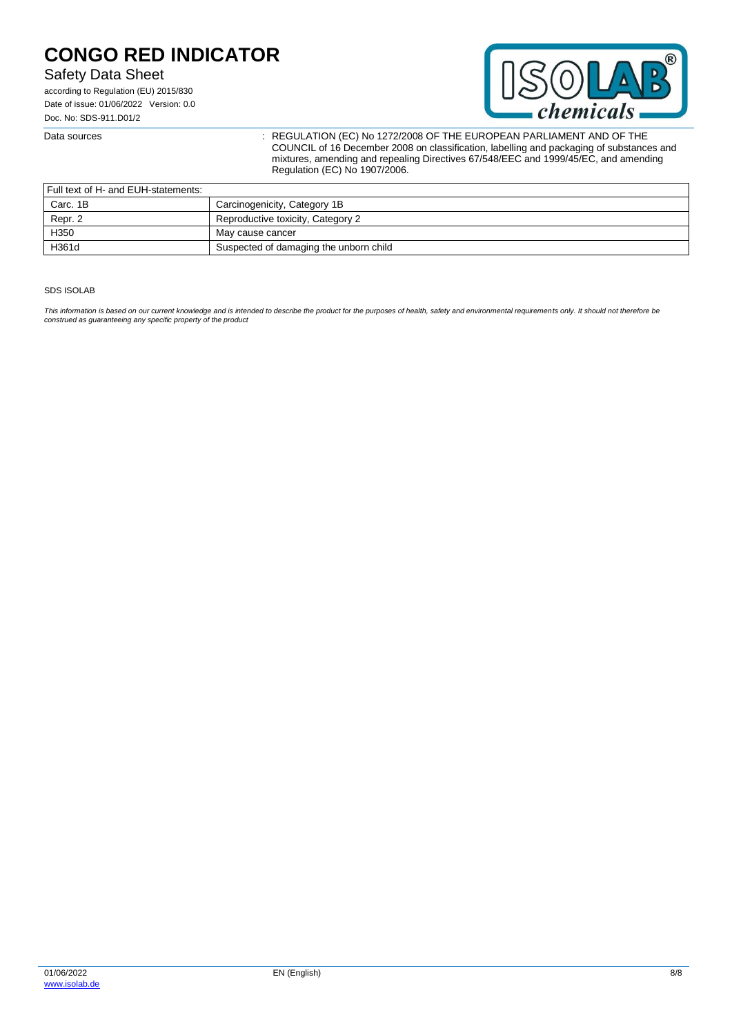Data sources : REGULATION (EC) No 1272/2008 OF THE EUROPEAN PARLIAMENT AND OF THE COUNCIL of 16 December 2008 on classification, labelling and packaging of substances and mixtures, amending and repealing Directives 67/548/EEC and 1999/45/EC, and amending Regulation (EC) No 1907/2006.

| Full text of H- and EUH-statements: | |
|---|---|
| Carc. 1B | Carcinogenicity, Category 1B |
| Repr. 2 | Reproductive toxicity, Category 2 |
| H350 | May cause cancer |
| H361d | Suspected of damaging the unborn child |

SDS ISOLAB

*This information is based on our current knowledge and is intended to describe the product for the purposes of health, safety and environmental requirements only. It should not therefore be construed as guaranteeing any specific property of the product*